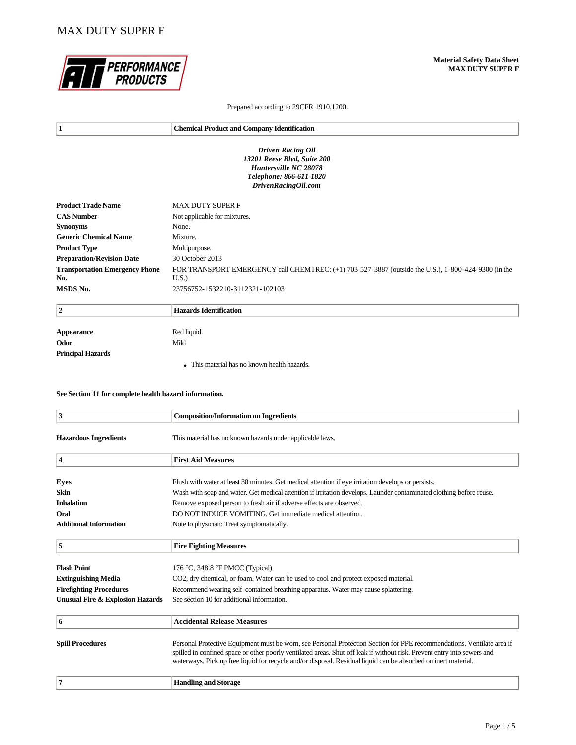# MAX DUTY SUPER F

**Material Safety Data Sheet**
**MAX DUTY SUPER F**

Prepared according to 29CFR 1910.1200.

| 1 | Chemical Product and Company Identification |
|---|---|

***Driven Racing Oil***
***13201 Reese Blvd, Suite 200***
***Huntersville NC 28078***
***Telephone: 866-611-1820***
***DrivenRacingOil.com***

| | |
|---|---|
| **Product Trade Name** | MAX DUTY SUPER F |
| **CAS Number** | Not applicable for mixtures. |
| **Synonyms** | None. |
| **Generic Chemical Name** | Mixture. |
| **Product Type** | Multipurpose. |
| **Preparation/Revision Date** | 30 October 2013 |
| **Transportation Emergency Phone No.** | FOR TRANSPORT EMERGENCY call CHEMTREC: (+1) 703-527-3887 (outside the U.S.), 1-800-424-9300 (in the U.S.) |
| **MSDS No.** | 23756752-1532210-3112321-102103 |

| 2 | Hazards Identification |
|---|---|

| | |
|---|---|
| **Appearance** | Red liquid. |
| **Odor** | Mild |
| **Principal Hazards** | |

- This material has no known health hazards.

**See Section 11 for complete health hazard information.**

| 3 | Composition/Information on Ingredients |
|---|---|

| | |
|---|---|
| **Hazardous Ingredients** | This material has no known hazards under applicable laws. |

| 4 | First Aid Measures |
|---|---|

| | |
|---|---|
| **Eyes** | Flush with water at least 30 minutes. Get medical attention if eye irritation develops or persists. |
| **Skin** | Wash with soap and water. Get medical attention if irritation develops. Launder contaminated clothing before reuse. |
| **Inhalation** | Remove exposed person to fresh air if adverse effects are observed. |
| **Oral** | DO NOT INDUCE VOMITING. Get immediate medical attention. |
| **Additional Information** | Note to physician: Treat symptomatically. |

| 5 | Fire Fighting Measures |
|---|---|

| | |
|---|---|
| **Flash Point** | 176 °C, 348.8 °F PMCC (Typical) |
| **Extinguishing Media** | $CO_2$, dry chemical, or foam. Water can be used to cool and protect exposed material. |
| **Firefighting Procedures** | Recommend wearing self-contained breathing apparatus. Water may cause splattering. |
| **Unusual Fire & Explosion Hazards** | See section 10 for additional information. |

| 6 | Accidental Release Measures |
|---|---|

| | |
|---|---|
| **Spill Procedures** | Personal Protective Equipment must be worn, see Personal Protection Section for PPE recommendations. Ventilate area if spilled in confined space or other poorly ventilated areas. Shut off leak if without risk. Prevent entry into sewers and waterways. Pick up free liquid for recycle and/or disposal. Residual liquid can be absorbed on inert material. |

| 7 | Handling and Storage |
|---|---|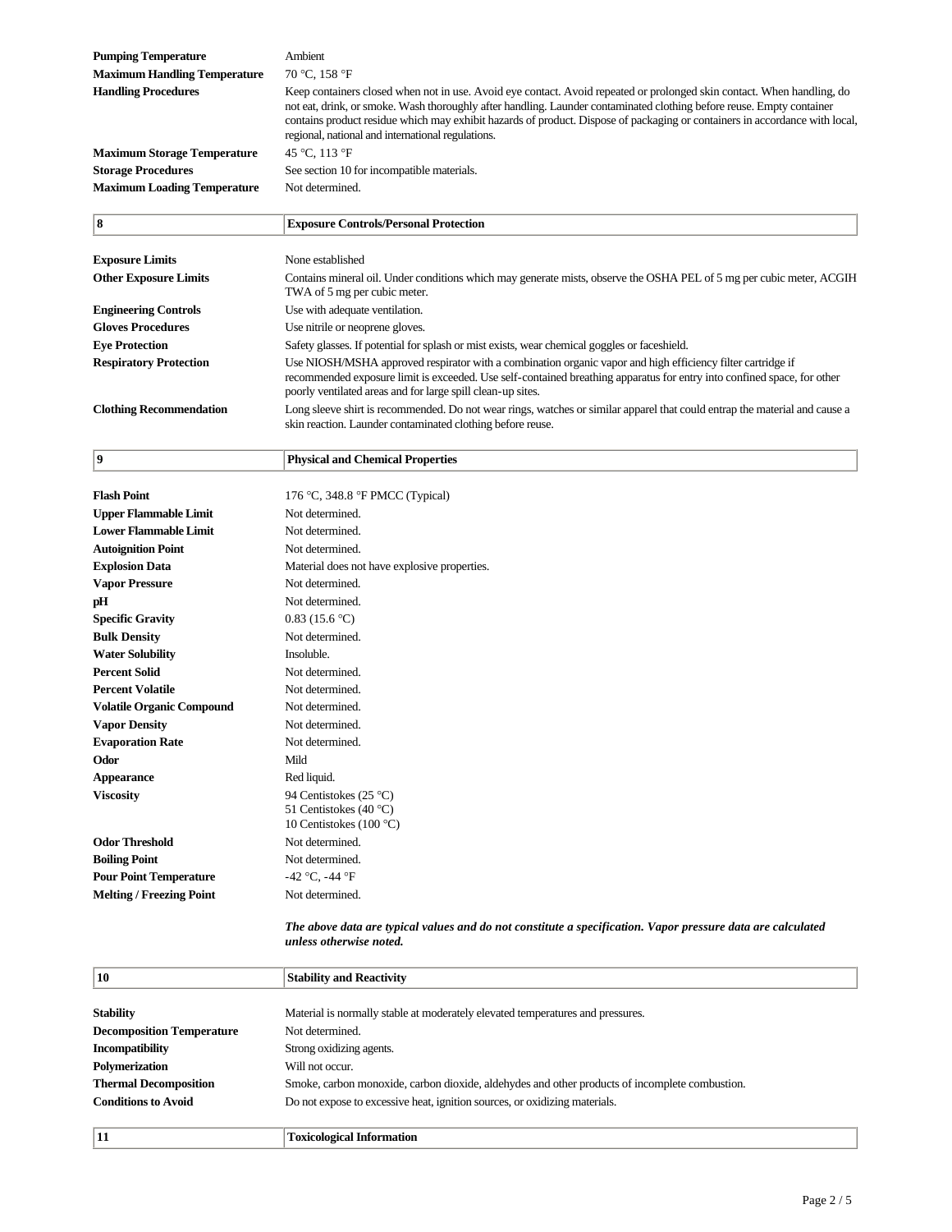| | |
|---|---|
| **Pumping Temperature** | Ambient |
| **Maximum Handling Temperature** | 70 °C, 158 °F |
| **Handling Procedures** | Keep containers closed when not in use. Avoid eye contact. Avoid repeated or prolonged skin contact. When handling, do not eat, drink, or smoke. Wash thoroughly after handling. Launder contaminated clothing before reuse. Empty container contains product residue which may exhibit hazards of product. Dispose of packaging or containers in accordance with local, regional, national and international regulations. |
| **Maximum Storage Temperature** | 45 °C, 113 °F |
| **Storage Procedures** | See section 10 for incompatible materials. |
| **Maximum Loading Temperature** | Not determined. |

## 8 Exposure Controls/Personal Protection

| | |
|---|---|
| **Exposure Limits** | None established |
| **Other Exposure Limits** | Contains mineral oil. Under conditions which may generate mists, observe the OSHA PEL of 5 mg per cubic meter, ACGIH TWA of 5 mg per cubic meter. |
| **Engineering Controls** | Use with adequate ventilation. |
| **Gloves Procedures** | Use nitrile or neoprene gloves. |
| **Eye Protection** | Safety glasses. If potential for splash or mist exists, wear chemical goggles or faceshield. |
| **Respiratory Protection** | Use NIOSH/MSHA approved respirator with a combination organic vapor and high efficiency filter cartridge if recommended exposure limit is exceeded. Use self-contained breathing apparatus for entry into confined space, for other poorly ventilated areas and for large spill clean-up sites. |
| **Clothing Recommendation** | Long sleeve shirt is recommended. Do not wear rings, watches or similar apparel that could entrap the material and cause a skin reaction. Launder contaminated clothing before reuse. |

## 9 Physical and Chemical Properties

| | |
|---|---|
| **Flash Point** | 176 °C, 348.8 °F PMCC (Typical) |
| **Upper Flammable Limit** | Not determined. |
| **Lower Flammable Limit** | Not determined. |
| **Autoignition Point** | Not determined. |
| **Explosion Data** | Material does not have explosive properties. |
| **Vapor Pressure** | Not determined. |
| **pH** | Not determined. |
| **Specific Gravity** | 0.83 (15.6 °C) |
| **Bulk Density** | Not determined. |
| **Water Solubility** | Insoluble. |
| **Percent Solid** | Not determined. |
| **Percent Volatile** | Not determined. |
| **Volatile Organic Compound** | Not determined. |
| **Vapor Density** | Not determined. |
| **Evaporation Rate** | Not determined. |
| **Odor** | Mild |
| **Appearance** | Red liquid. |
| **Viscosity** | 94 Centistokes (25 °C)<br>51 Centistokes (40 °C)<br>10 Centistokes (100 °C) |
| **Odor Threshold** | Not determined. |
| **Boiling Point** | Not determined. |
| **Pour Point Temperature** | -42 °C, -44 °F |
| **Melting / Freezing Point** | Not determined. |

***The above data are typical values and do not constitute a specification. Vapor pressure data are calculated unless otherwise noted.***

## 10 Stability and Reactivity

| | |
|---|---|
| **Stability** | Material is normally stable at moderately elevated temperatures and pressures. |
| **Decomposition Temperature** | Not determined. |
| **Incompatibility** | Strong oxidizing agents. |
| **Polymerization** | Will not occur. |
| **Thermal Decomposition** | Smoke, carbon monoxide, carbon dioxide, aldehydes and other products of incomplete combustion. |
| **Conditions to Avoid** | Do not expose to excessive heat, ignition sources, or oxidizing materials. |

## 11 Toxicological Information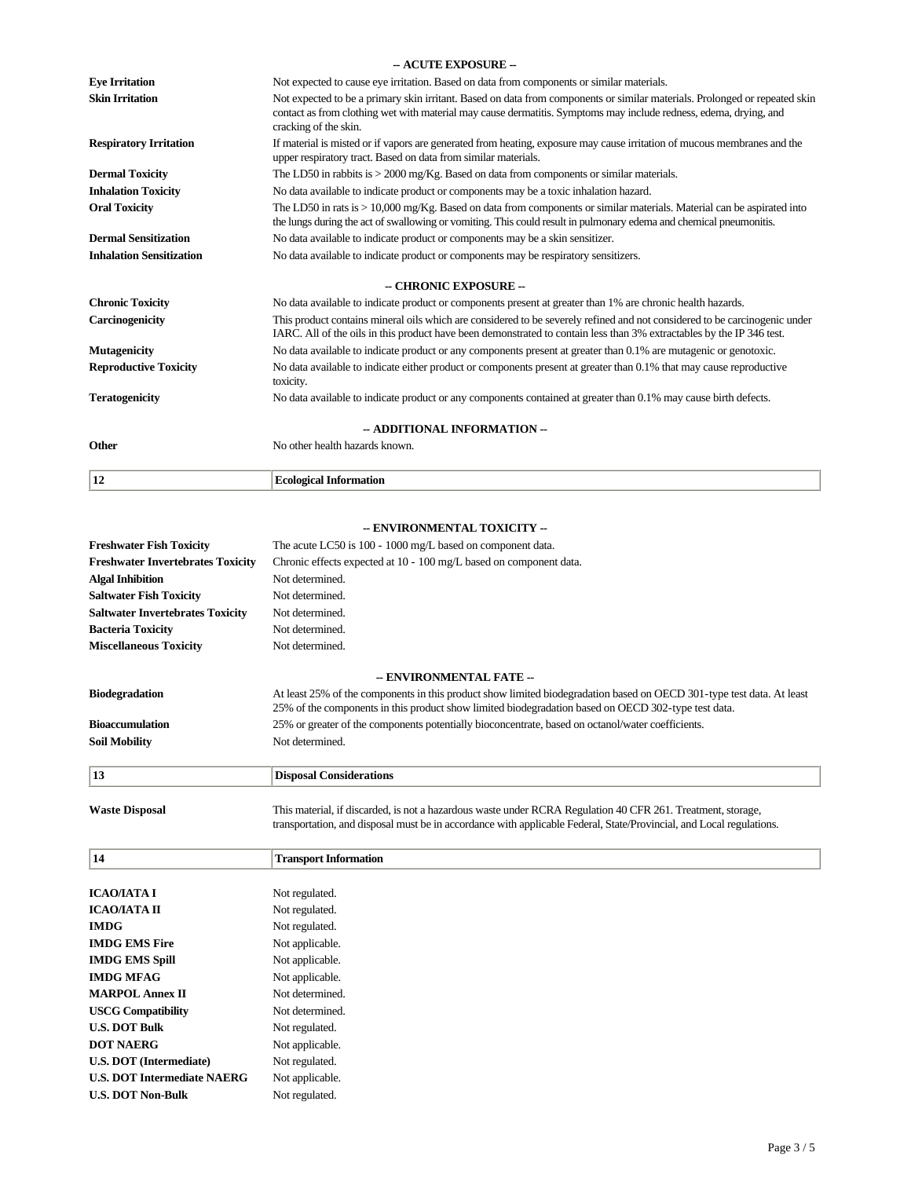-- ACUTE EXPOSURE --

| | |
|---|---|
| **Eye Irritation** | Not expected to cause eye irritation. Based on data from components or similar materials. |
| **Skin Irritation** | Not expected to be a primary skin irritant. Based on data from components or similar materials. Prolonged or repeated skin contact as from clothing wet with material may cause dermatitis. Symptoms may include redness, edema, drying, and cracking of the skin. |
| **Respiratory Irritation** | If material is misted or if vapors are generated from heating, exposure may cause irritation of mucous membranes and the upper respiratory tract. Based on data from similar materials. |
| **Dermal Toxicity** | The LD50 in rabbits is > 2000 mg/Kg. Based on data from components or similar materials. |
| **Inhalation Toxicity** | No data available to indicate product or components may be a toxic inhalation hazard. |
| **Oral Toxicity** | The LD50 in rats is > 10,000 mg/Kg. Based on data from components or similar materials. Material can be aspirated into the lungs during the act of swallowing or vomiting. This could result in pulmonary edema and chemical pneumonitis. |
| **Dermal Sensitization** | No data available to indicate product or components may be a skin sensitizer. |
| **Inhalation Sensitization** | No data available to indicate product or components may be respiratory sensitizers. |

-- CHRONIC EXPOSURE --

| | |
|---|---|
| **Chronic Toxicity** | No data available to indicate product or components present at greater than 1% are chronic health hazards. |
| **Carcinogenicity** | This product contains mineral oils which are considered to be severely refined and not considered to be carcinogenic under IARC. All of the oils in this product have been demonstrated to contain less than 3% extractables by the IP 346 test. |
| **Mutagenicity** | No data available to indicate product or any components present at greater than 0.1% are mutagenic or genotoxic. |
| **Reproductive Toxicity** | No data available to indicate either product or components present at greater than 0.1% that may cause reproductive toxicity. |
| **Teratogenicity** | No data available to indicate product or any components contained at greater than 0.1% may cause birth defects. |

-- ADDITIONAL INFORMATION --

| | |
|---|---|
| **Other** | No other health hazards known. |

## 12 Ecological Information

-- ENVIRONMENTAL TOXICITY --

| | |
|---|---|
| **Freshwater Fish Toxicity** | The acute LC50 is 100 - 1000 mg/L based on component data. |
| **Freshwater Invertebrates Toxicity** | Chronic effects expected at 10 - 100 mg/L based on component data. |
| **Algal Inhibition** | Not determined. |
| **Saltwater Fish Toxicity** | Not determined. |
| **Saltwater Invertebrates Toxicity** | Not determined. |
| **Bacteria Toxicity** | Not determined. |
| **Miscellaneous Toxicity** | Not determined. |

-- ENVIRONMENTAL FATE --

| | |
|---|---|
| **Biodegradation** | At least 25% of the components in this product show limited biodegradation based on OECD 301-type test data. At least 25% of the components in this product show limited biodegradation based on OECD 302-type test data. |
| **Bioaccumulation** | 25% or greater of the components potentially bioconcentrate, based on octanol/water coefficients. |
| **Soil Mobility** | Not determined. |

## 13 Disposal Considerations

| | |
|---|---|
| **Waste Disposal** | This material, if discarded, is not a hazardous waste under RCRA Regulation 40 CFR 261. Treatment, storage, transportation, and disposal must be in accordance with applicable Federal, State/Provincial, and Local regulations. |

## 14 Transport Information

| | |
|---|---|
| **ICAO/IATA I** | Not regulated. |
| **ICAO/IATA II** | Not regulated. |
| **IMDG** | Not regulated. |
| **IMDG EMS Fire** | Not applicable. |
| **IMDG EMS Spill** | Not applicable. |
| **IMDG MFAG** | Not applicable. |
| **MARPOL Annex II** | Not determined. |
| **USCG Compatibility** | Not determined. |
| **U.S. DOT Bulk** | Not regulated. |
| **DOT NAERG** | Not applicable. |
| **U.S. DOT (Intermediate)** | Not regulated. |
| **U.S. DOT Intermediate NAERG** | Not applicable. |
| **U.S. DOT Non-Bulk** | Not regulated. |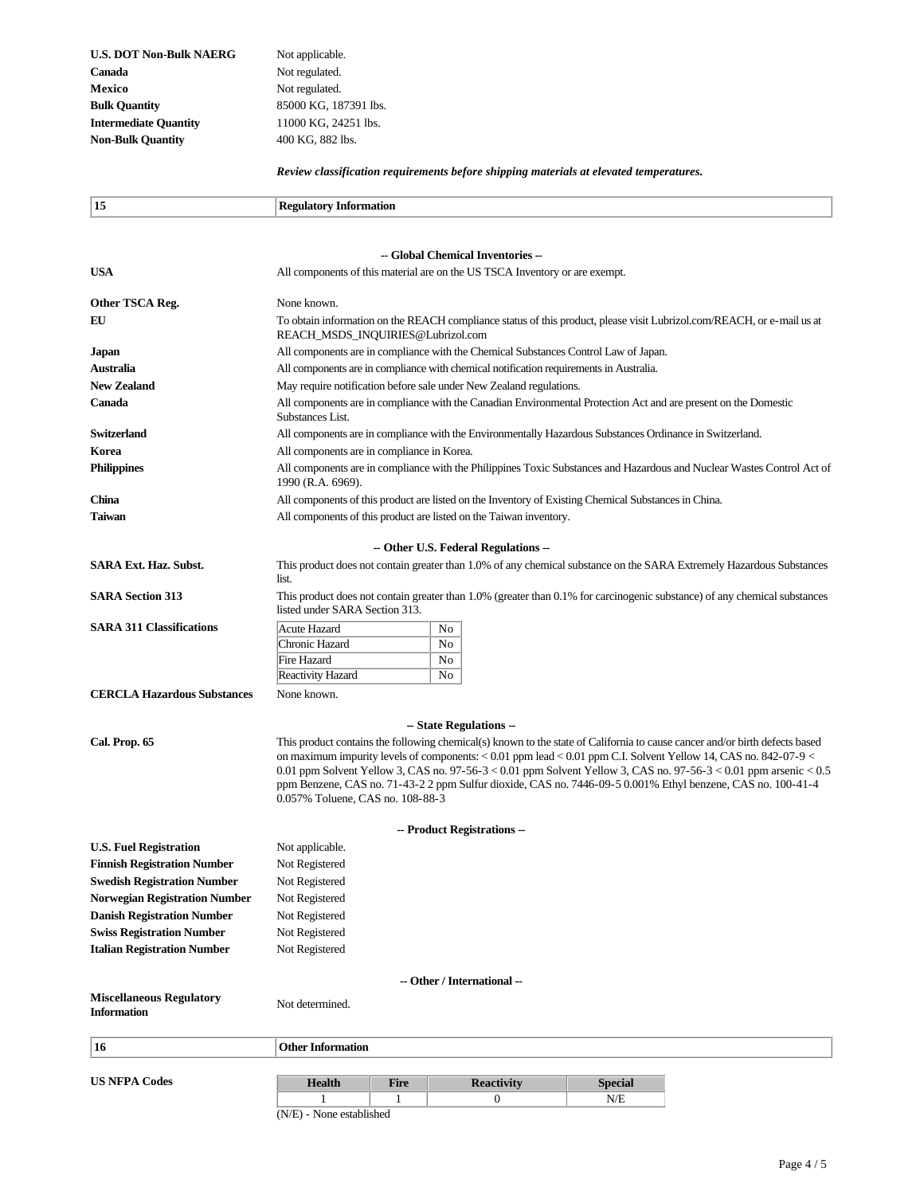| | |
|---|---|
| **U.S. DOT Non-Bulk NAERG** | Not applicable. |
| **Canada** | Not regulated. |
| **Mexico** | Not regulated. |
| **Bulk Quantity** | 85000 KG, 187391 lbs. |
| **Intermediate Quantity** | 11000 KG, 24251 lbs. |
| **Non-Bulk Quantity** | 400 KG, 882 lbs. |

***Review classification requirements before shipping materials at elevated temperatures.***

## 15 Regulatory Information

### -- Global Chemical Inventories --

| | |
|---|---|
| **USA** | All components of this material are on the US TSCA Inventory or are exempt. |
| **Other TSCA Reg.** | None known. |
| **EU** | To obtain information on the REACH compliance status of this product, please visit Lubrizol.com/REACH, or e-mail us at REACH_MSDS_INQUIRIES@Lubrizol.com |
| **Japan** | All components are in compliance with the Chemical Substances Control Law of Japan. |
| **Australia** | All components are in compliance with chemical notification requirements in Australia. |
| **New Zealand** | May require notification before sale under New Zealand regulations. |
| **Canada** | All components are in compliance with the Canadian Environmental Protection Act and are present on the Domestic Substances List. |
| **Switzerland** | All components are in compliance with the Environmentally Hazardous Substances Ordinance in Switzerland. |
| **Korea** | All components are in compliance in Korea. |
| **Philippines** | All components are in compliance with the Philippines Toxic Substances and Hazardous and Nuclear Wastes Control Act of 1990 (R.A. 6969). |
| **China** | All components of this product are listed on the Inventory of Existing Chemical Substances in China. |
| **Taiwan** | All components of this product are listed on the Taiwan inventory. |

### -- Other U.S. Federal Regulations --

**SARA Ext. Haz. Subst.** This product does not contain greater than 1.0% of any chemical substance on the SARA Extremely Hazardous Substances list.

**SARA Section 313** This product does not contain greater than 1.0% (greater than 0.1% for carcinogenic substance) of any chemical substances listed under SARA Section 313.

**SARA 311 Classifications**

| | |
|---|---|
| Acute Hazard | No |
| Chronic Hazard | No |
| Fire Hazard | No |
| Reactivity Hazard | No |

**CERCLA Hazardous Substances** None known.

### -- State Regulations --

**Cal. Prop. 65** This product contains the following chemical(s) known to the state of California to cause cancer and/or birth defects based on maximum impurity levels of components: < 0.01 ppm lead < 0.01 ppm C.I. Solvent Yellow 14, CAS no. 842-07-9 < 0.01 ppm Solvent Yellow 3, CAS no. 97-56-3 < 0.01 ppm Solvent Yellow 3, CAS no. 97-56-3 < 0.01 ppm arsenic < 0.5 ppm Benzene, CAS no. 71-43-2 2 ppm Sulfur dioxide, CAS no. 7446-09-5 0.001% Ethyl benzene, CAS no. 100-41-4 0.057% Toluene, CAS no. 108-88-3

### -- Product Registrations --

| | |
|---|---|
| **U.S. Fuel Registration** | Not applicable. |
| **Finnish Registration Number** | Not Registered |
| **Swedish Registration Number** | Not Registered |
| **Norwegian Registration Number** | Not Registered |
| **Danish Registration Number** | Not Registered |
| **Swiss Registration Number** | Not Registered |
| **Italian Registration Number** | Not Registered |

### -- Other / International --

**Miscellaneous Regulatory Information** Not determined.

## 16 Other Information

**US NFPA Codes**

| Health | Fire | Reactivity | Special |
|---|---|---|---|
| 1 | 1 | 0 | N/E |

(N/E) - None established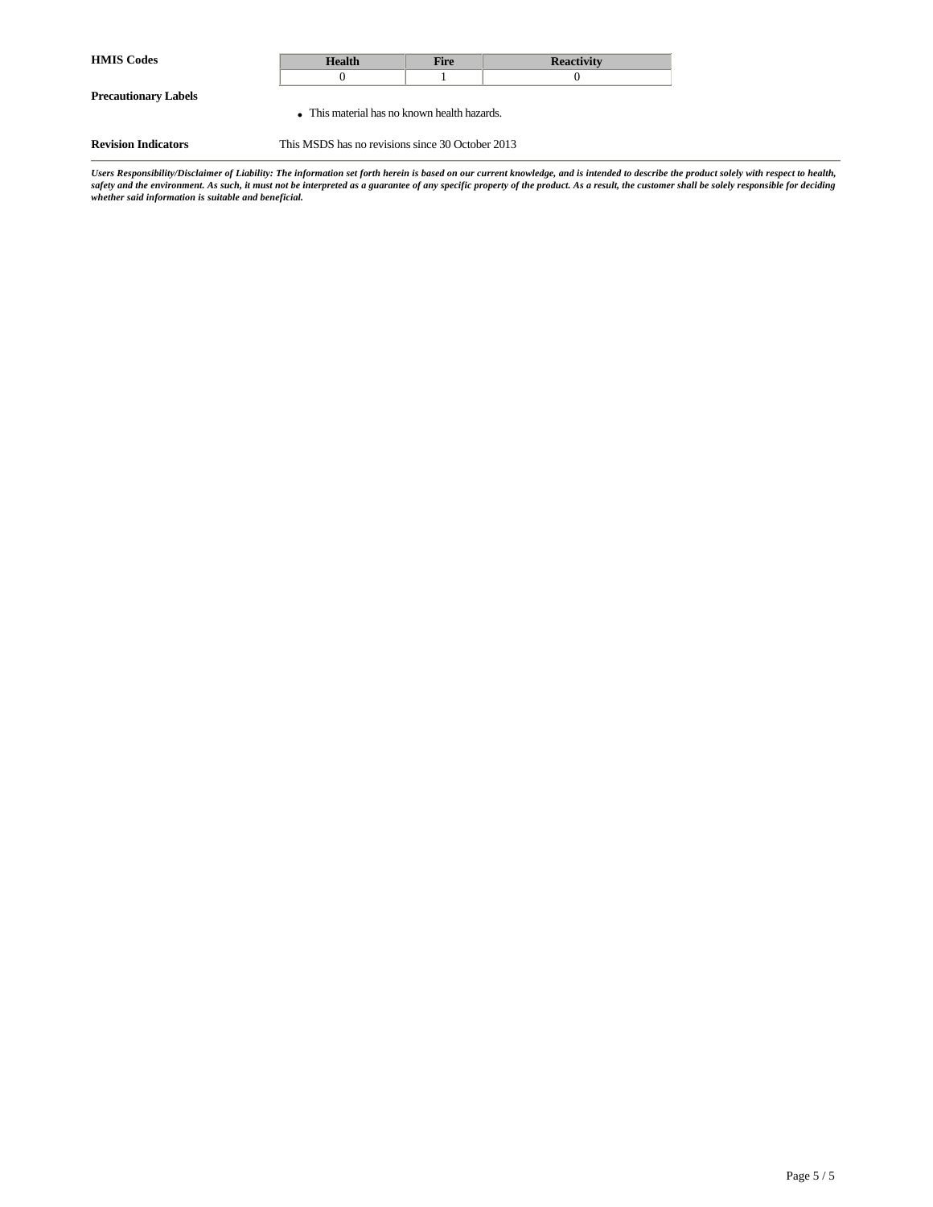**HMIS Codes**

| Health | Fire | Reactivity |
|---|---|---|
| 0 | 1 | 0 |

**Precautionary Labels**

- This material has no known health hazards.

**Revision Indicators**

This MSDS has no revisions since 30 October 2013

---

***Users Responsibility/Disclaimer of Liability: The information set forth herein is based on our current knowledge, and is intended to describe the product solely with respect to health, safety and the environment. As such, it must not be interpreted as a guarantee of any specific property of the product. As a result, the customer shall be solely responsible for deciding whether said information is suitable and beneficial.***